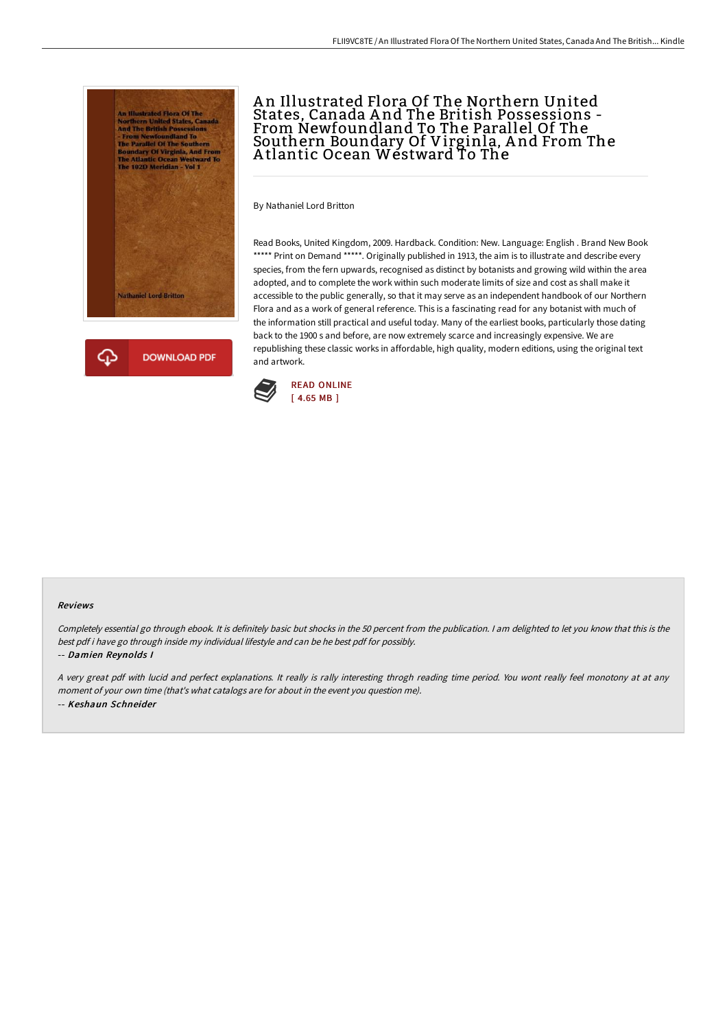# An Illustrated Flora Of The Northern United States, Canada And The British Possessions - From Newfoundland To The Parallel Of The Southern Boundary Of Virginla, And From The Atlantic Ocean Westward To The

By Nathaniel Lord Britton

Read Books, United Kingdom, 2009. Hardback. Condition: New. Language: English . Brand New Book ***** Print on Demand *****. Originally published in 1913, the aim is to illustrate and describe every species, from the fern upwards, recognised as distinct by botanists and growing wild within the area adopted, and to complete the work within such moderate limits of size and cost as shall make it accessible to the public generally, so that it may serve as an independent handbook of our Northern Flora and as a work of general reference. This is a fascinating read for any botanist with much of the information still practical and useful today. Many of the earliest books, particularly those dating back to the 1900 s and before, are now extremely scarce and increasingly expensive. We are republishing these classic works in affordable, high quality, modern editions, using the original text and artwork.

READ ONLINE
[ 4.65 MB ]

DOWNLOAD PDF

#### Reviews

*Completely essential go through ebook. It is definitely basic but shocks in the 50 percent from the publication. I am delighted to let you know that this is the best pdf i have go through inside my individual lifestyle and can be he best pdf for possibly.*

-- ***Damien Reynolds I***

*A very great pdf with lucid and perfect explanations. It really is rally interesting throgh reading time period. You wont really feel monotony at at any moment of your own time (that's what catalogs are for about in the event you question me).*

-- ***Keshaun Schneider***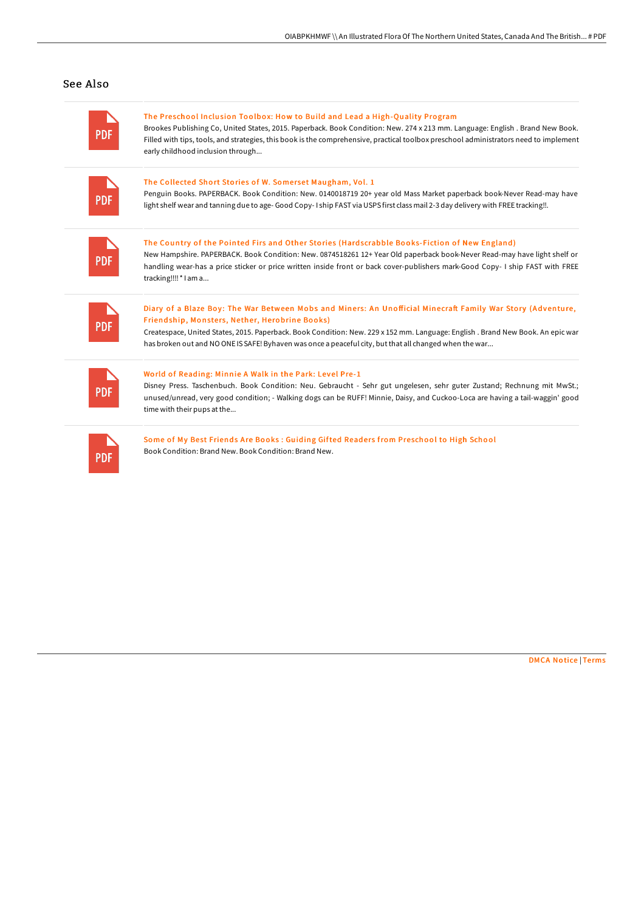## See Also

### The Preschool Inclusion Toolbox: How to Build and Lead a High-Quality Program

Brookes Publishing Co, United States, 2015. Paperback. Book Condition: New. 274 x 213 mm. Language: English . Brand New Book. Filled with tips, tools, and strategies, this book is the comprehensive, practical toolbox preschool administrators need to implement early childhood inclusion through...

### The Collected Short Stories of W. Somerset Maugham, Vol. 1

Penguin Books. PAPERBACK. Book Condition: New. 0140018719 20+ year old Mass Market paperback book-Never Read-may have light shelf wear and tanning due to age- Good Copy- I ship FAST via USPS first class mail 2-3 day delivery with FREE tracking!!.

### The Country of the Pointed Firs and Other Stories (Hardscrabble Books-Fiction of New England)

New Hampshire. PAPERBACK. Book Condition: New. 0874518261 12+ Year Old paperback book-Never Read-may have light shelf or handling wear-has a price sticker or price written inside front or back cover-publishers mark-Good Copy- I ship FAST with FREE tracking!!!! * I am a...

### Diary of a Blaze Boy: The War Between Mobs and Miners: An Unofficial Minecraft Family War Story (Adventure, Friendship, Monsters, Nether, Herobrine Books)

Createspace, United States, 2015. Paperback. Book Condition: New. 229 x 152 mm. Language: English . Brand New Book. An epic war has broken out and NO ONE IS SAFE! Byhaven was once a peaceful city, but that all changed when the war...

### World of Reading: Minnie A Walk in the Park: Level Pre-1

Disney Press. Taschenbuch. Book Condition: Neu. Gebraucht - Sehr gut ungelesen, sehr guter Zustand; Rechnung mit MwSt.; unused/unread, very good condition; - Walking dogs can be RUFF! Minnie, Daisy, and Cuckoo-Loca are having a tail-waggin' good time with their pups at the...

### Some of My Best Friends Are Books : Guiding Gifted Readers from Preschool to High School

Book Condition: Brand New. Book Condition: Brand New.